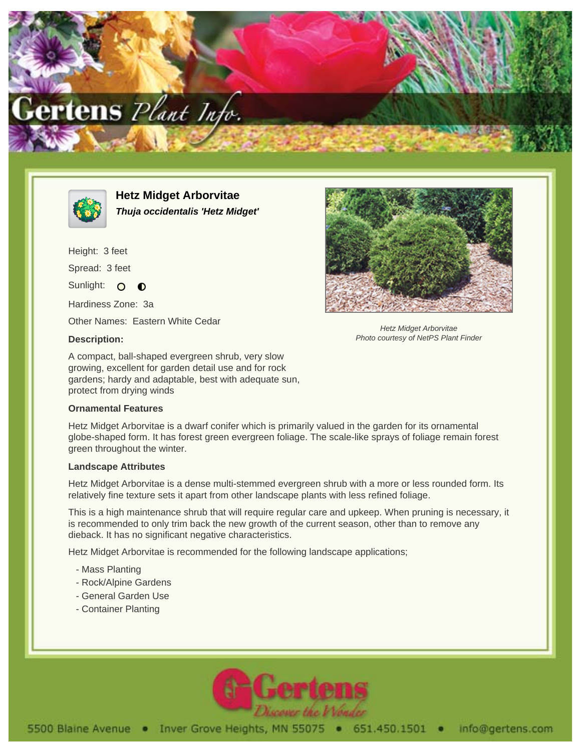# Hetz Midget Arborvitae

***Thuja occidentalis 'Hetz Midget'***

Height: 3 feet

Spread: 3 feet

Sunlight:

Hardiness Zone: 3a

Other Names: Eastern White Cedar

*Hetz Midget Arborvitae*
*Photo courtesy of NetPS Plant Finder*

**Description:**

A compact, ball-shaped evergreen shrub, very slow growing, excellent for garden detail use and for rock gardens; hardy and adaptable, best with adequate sun, protect from drying winds

**Ornamental Features**

Hetz Midget Arborvitae is a dwarf conifer which is primarily valued in the garden for its ornamental globe-shaped form. It has forest green evergreen foliage. The scale-like sprays of foliage remain forest green throughout the winter.

**Landscape Attributes**

Hetz Midget Arborvitae is a dense multi-stemmed evergreen shrub with a more or less rounded form. Its relatively fine texture sets it apart from other landscape plants with less refined foliage.

This is a high maintenance shrub that will require regular care and upkeep. When pruning is necessary, it is recommended to only trim back the new growth of the current season, other than to remove any dieback. It has no significant negative characteristics.

Hetz Midget Arborvitae is recommended for the following landscape applications;

- Mass Planting
- Rock/Alpine Gardens
- General Garden Use
- Container Planting

5500 Blaine Avenue • Inver Grove Heights, MN 55075 • 651.450.1501 • info@gertens.com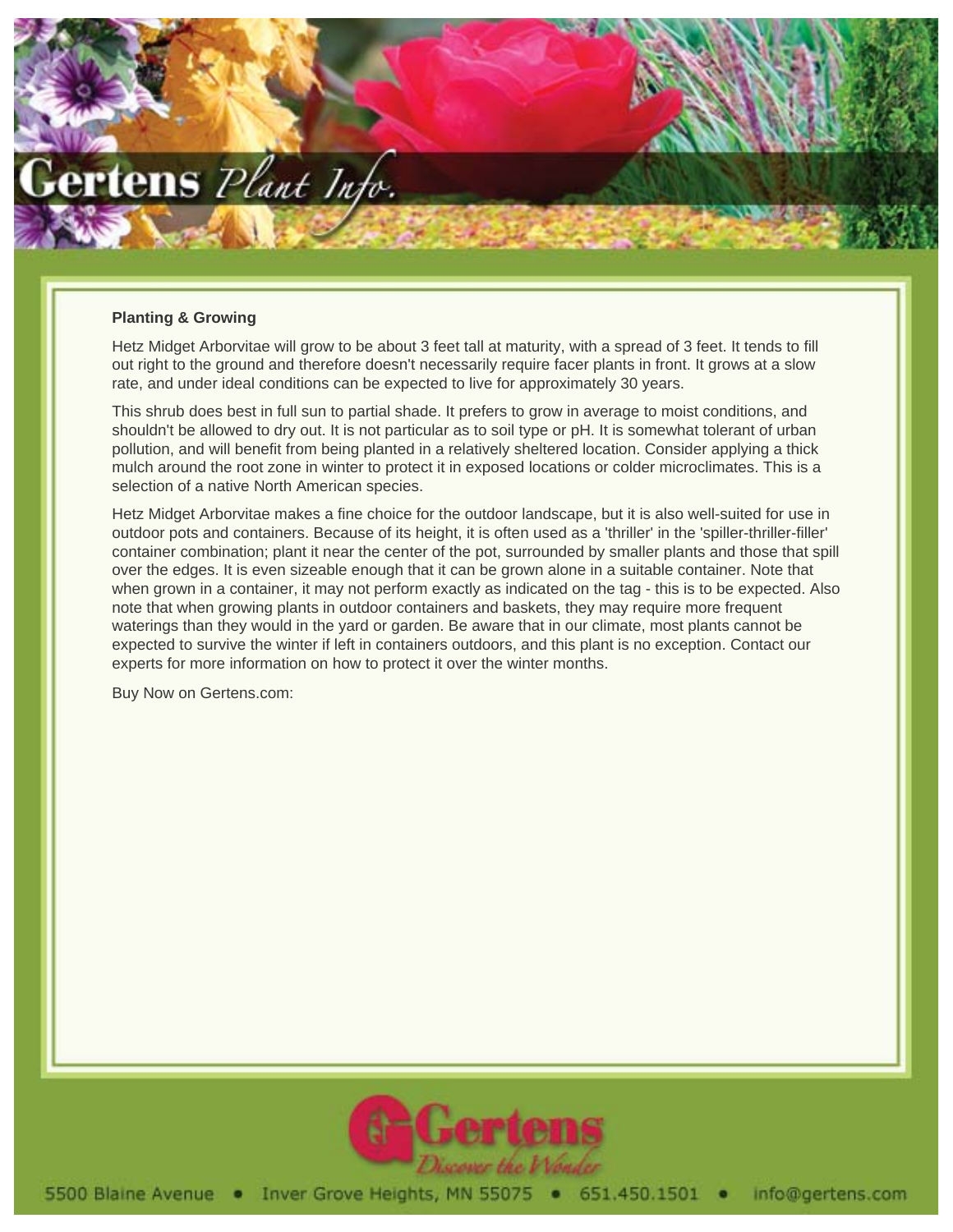**Planting & Growing**

Hetz Midget Arborvitae will grow to be about 3 feet tall at maturity, with a spread of 3 feet. It tends to fill out right to the ground and therefore doesn't necessarily require facer plants in front. It grows at a slow rate, and under ideal conditions can be expected to live for approximately 30 years.

This shrub does best in full sun to partial shade. It prefers to grow in average to moist conditions, and shouldn't be allowed to dry out. It is not particular as to soil type or pH. It is somewhat tolerant of urban pollution, and will benefit from being planted in a relatively sheltered location. Consider applying a thick mulch around the root zone in winter to protect it in exposed locations or colder microclimates. This is a selection of a native North American species.

Hetz Midget Arborvitae makes a fine choice for the outdoor landscape, but it is also well-suited for use in outdoor pots and containers. Because of its height, it is often used as a 'thriller' in the 'spiller-thriller-filler' container combination; plant it near the center of the pot, surrounded by smaller plants and those that spill over the edges. It is even sizeable enough that it can be grown alone in a suitable container. Note that when grown in a container, it may not perform exactly as indicated on the tag - this is to be expected. Also note that when growing plants in outdoor containers and baskets, they may require more frequent waterings than they would in the yard or garden. Be aware that in our climate, most plants cannot be expected to survive the winter if left in containers outdoors, and this plant is no exception. Contact our experts for more information on how to protect it over the winter months.

Buy Now on Gertens.com:

5500 Blaine Avenue • Inver Grove Heights, MN 55075 • 651.450.1501 • info@gertens.com